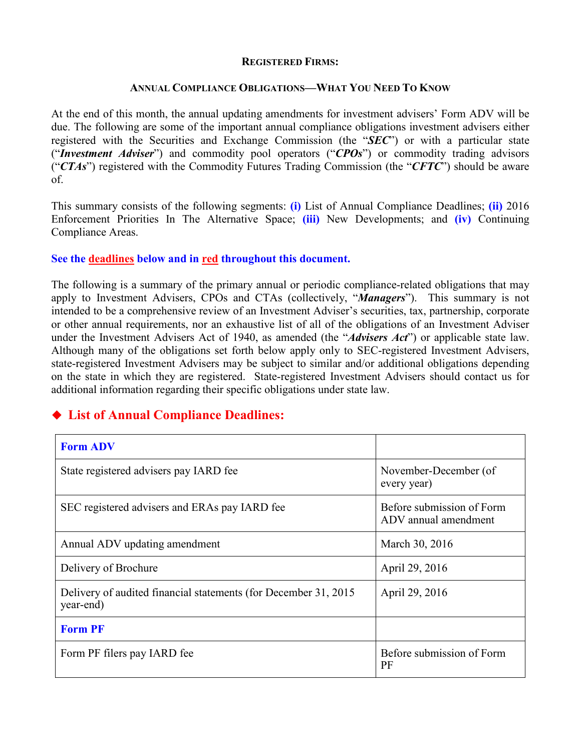**REGISTERED FIRMS:**

**ANNUAL COMPLIANCE OBLIGATIONS—WHAT YOU NEED TO KNOW**

At the end of this month, the annual updating amendments for investment advisers' Form ADV will be due. The following are some of the important annual compliance obligations investment advisers either registered with the Securities and Exchange Commission (the "***SEC***") or with a particular state ("***Investment Adviser***") and commodity pool operators ("***CPOs***") or commodity trading advisors ("***CTAs***") registered with the Commodity Futures Trading Commission (the "***CFTC***") should be aware of.

This summary consists of the following segments: **(i)** List of Annual Compliance Deadlines; **(ii)** 2016 Enforcement Priorities In The Alternative Space; **(iii)** New Developments; and **(iv)** Continuing Compliance Areas.

**See the deadlines below and in red throughout this document.**

The following is a summary of the primary annual or periodic compliance-related obligations that may apply to Investment Advisers, CPOs and CTAs (collectively, "***Managers***"). This summary is not intended to be a comprehensive review of an Investment Adviser's securities, tax, partnership, corporate or other annual requirements, nor an exhaustive list of all of the obligations of an Investment Adviser under the Investment Advisers Act of 1940, as amended (the "***Advisers Act***") or applicable state law. Although many of the obligations set forth below apply only to SEC-registered Investment Advisers, state-registered Investment Advisers may be subject to similar and/or additional obligations depending on the state in which they are registered. State-registered Investment Advisers should contact us for additional information regarding their specific obligations under state law.

## ◆ List of Annual Compliance Deadlines:

| **Form ADV** | |
|---|---|
| State registered advisers pay IARD fee | November-December (of every year) |
| SEC registered advisers and ERAs pay IARD fee | Before submission of Form ADV annual amendment |
| Annual ADV updating amendment | March 30, 2016 |
| Delivery of Brochure | April 29, 2016 |
| Delivery of audited financial statements (for December 31, 2015 year-end) | April 29, 2016 |
| **Form PF** | |
| Form PF filers pay IARD fee | Before submission of Form PF |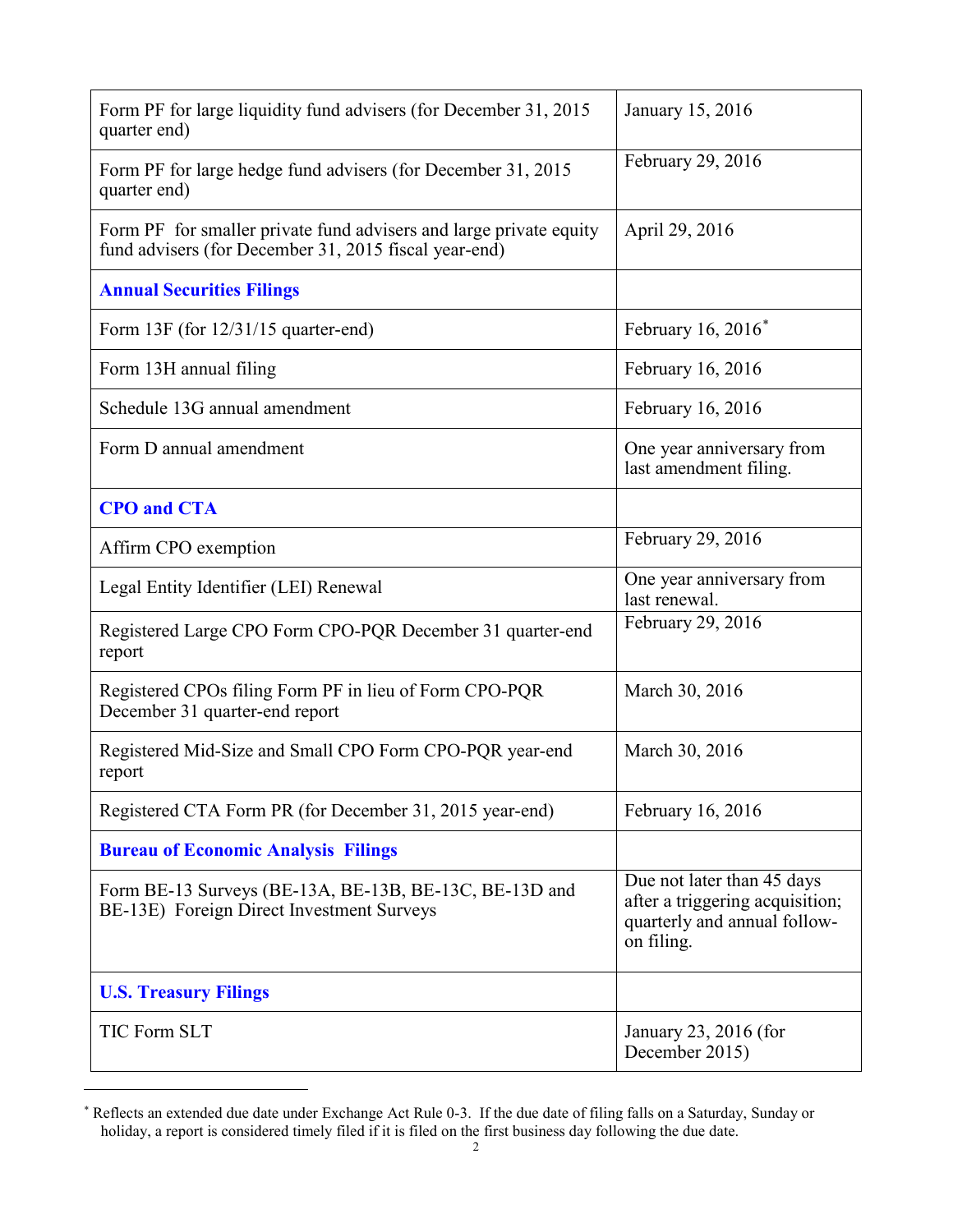| | |
|---|---|
| Form PF for large liquidity fund advisers (for December 31, 2015 quarter end) | January 15, 2016 |
| Form PF for large hedge fund advisers (for December 31, 2015 quarter end) | February 29, 2016 |
| Form PF for smaller private fund advisers and large private equity fund advisers (for December 31, 2015 fiscal year-end) | April 29, 2016 |
| **Annual Securities Filings** | |
| Form 13F (for 12/31/15 quarter-end) | February 16, 2016[*] |
| Form 13H annual filing | February 16, 2016 |
| Schedule 13G annual amendment | February 16, 2016 |
| Form D annual amendment | One year anniversary from last amendment filing. |
| **CPO and CTA** | |
| Affirm CPO exemption | February 29, 2016 |
| Legal Entity Identifier (LEI) Renewal | One year anniversary from last renewal. |
| Registered Large CPO Form CPO-PQR December 31 quarter-end report | February 29, 2016 |
| Registered CPOs filing Form PF in lieu of Form CPO-PQR December 31 quarter-end report | March 30, 2016 |
| Registered Mid-Size and Small CPO Form CPO-PQR year-end report | March 30, 2016 |
| Registered CTA Form PR (for December 31, 2015 year-end) | February 16, 2016 |
| **Bureau of Economic Analysis Filings** | |
| Form BE-13 Surveys (BE-13A, BE-13B, BE-13C, BE-13D and BE-13E) Foreign Direct Investment Surveys | Due not later than 45 days after a triggering acquisition; quarterly and annual follow-on filing. |
| **U.S. Treasury Filings** | |
| TIC Form SLT | January 23, 2016 (for December 2015) |

[*] Reflects an extended due date under Exchange Act Rule 0-3. If the due date of filing falls on a Saturday, Sunday or holiday, a report is considered timely filed if it is filed on the first business day following the due date.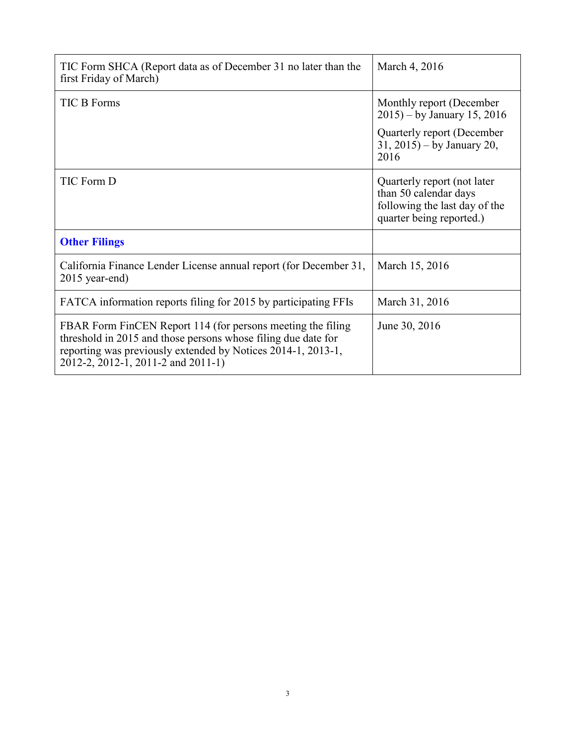| | |
|---|---|
| TIC Form SHCA (Report data as of December 31 no later than the first Friday of March) | March 4, 2016 |
| TIC B Forms | Monthly report (December 2015) – by January 15, 2016<br>Quarterly report (December 31, 2015) – by January 20, 2016 |
| TIC Form D | Quarterly report (not later than 50 calendar days following the last day of the quarter being reported.) |
| **Other Filings** | |
| California Finance Lender License annual report (for December 31, 2015 year-end) | March 15, 2016 |
| FATCA information reports filing for 2015 by participating FFIs | March 31, 2016 |
| FBAR Form FinCEN Report 114 (for persons meeting the filing threshold in 2015 and those persons whose filing due date for reporting was previously extended by Notices 2014-1, 2013-1, 2012-2, 2012-1, 2011-2 and 2011-1) | June 30, 2016 |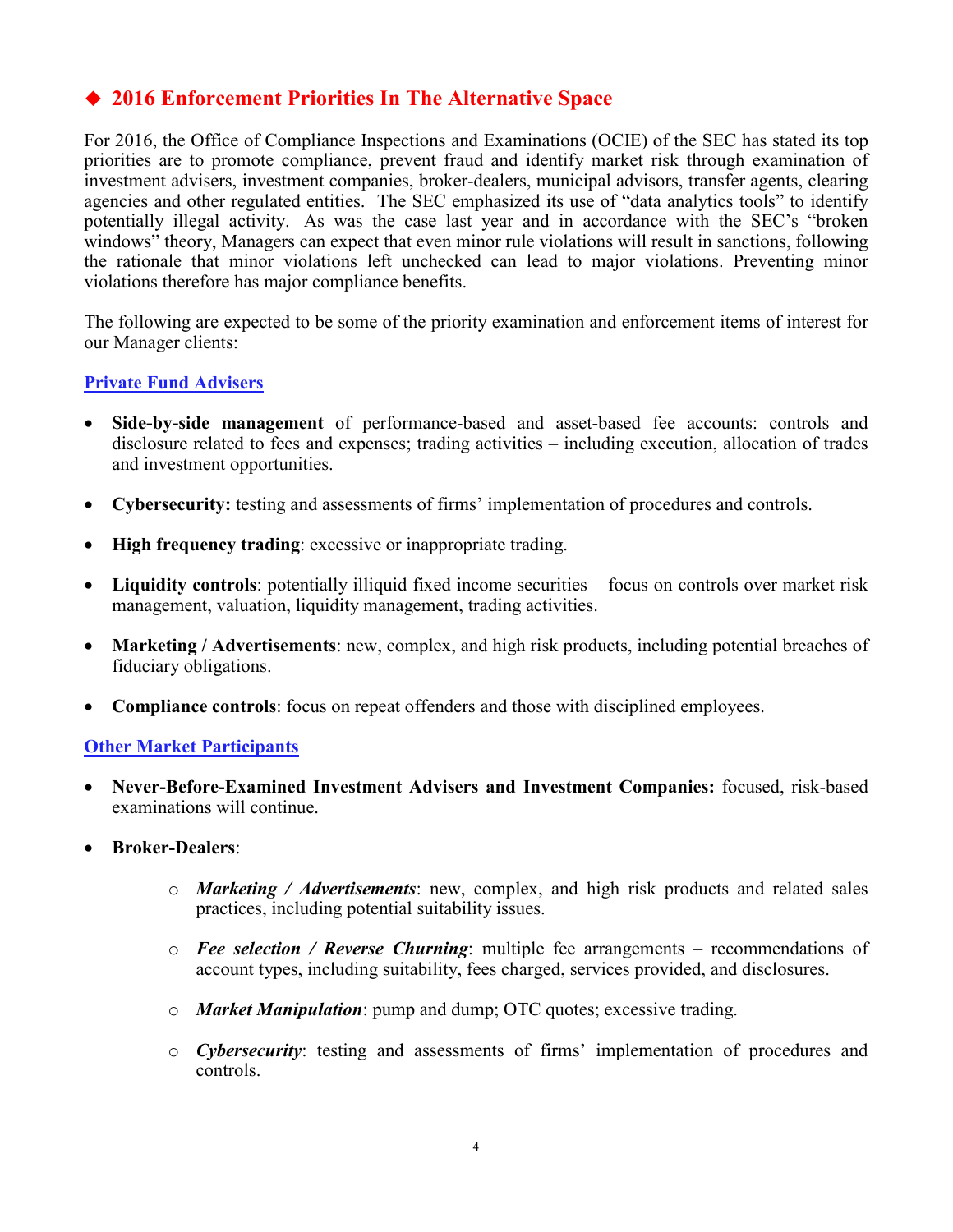## ◆ 2016 Enforcement Priorities In The Alternative Space

For 2016, the Office of Compliance Inspections and Examinations (OCIE) of the SEC has stated its top priorities are to promote compliance, prevent fraud and identify market risk through examination of investment advisers, investment companies, broker-dealers, municipal advisors, transfer agents, clearing agencies and other regulated entities. The SEC emphasized its use of "data analytics tools" to identify potentially illegal activity. As was the case last year and in accordance with the SEC's "broken windows" theory, Managers can expect that even minor rule violations will result in sanctions, following the rationale that minor violations left unchecked can lead to major violations. Preventing minor violations therefore has major compliance benefits.

The following are expected to be some of the priority examination and enforcement items of interest for our Manager clients:

### Private Fund Advisers

- **Side-by-side management** of performance-based and asset-based fee accounts: controls and disclosure related to fees and expenses; trading activities – including execution, allocation of trades and investment opportunities.
- **Cybersecurity:** testing and assessments of firms' implementation of procedures and controls.
- **High frequency trading**: excessive or inappropriate trading.
- **Liquidity controls**: potentially illiquid fixed income securities – focus on controls over market risk management, valuation, liquidity management, trading activities.
- **Marketing / Advertisements**: new, complex, and high risk products, including potential breaches of fiduciary obligations.
- **Compliance controls**: focus on repeat offenders and those with disciplined employees.

### Other Market Participants

- **Never-Before-Examined Investment Advisers and Investment Companies:** focused, risk-based examinations will continue.
- **Broker-Dealers**:
  - ***Marketing / Advertisements***: new, complex, and high risk products and related sales practices, including potential suitability issues.
  - ***Fee selection / Reverse Churning***: multiple fee arrangements – recommendations of account types, including suitability, fees charged, services provided, and disclosures.
  - ***Market Manipulation***: pump and dump; OTC quotes; excessive trading.
  - ***Cybersecurity***: testing and assessments of firms' implementation of procedures and controls.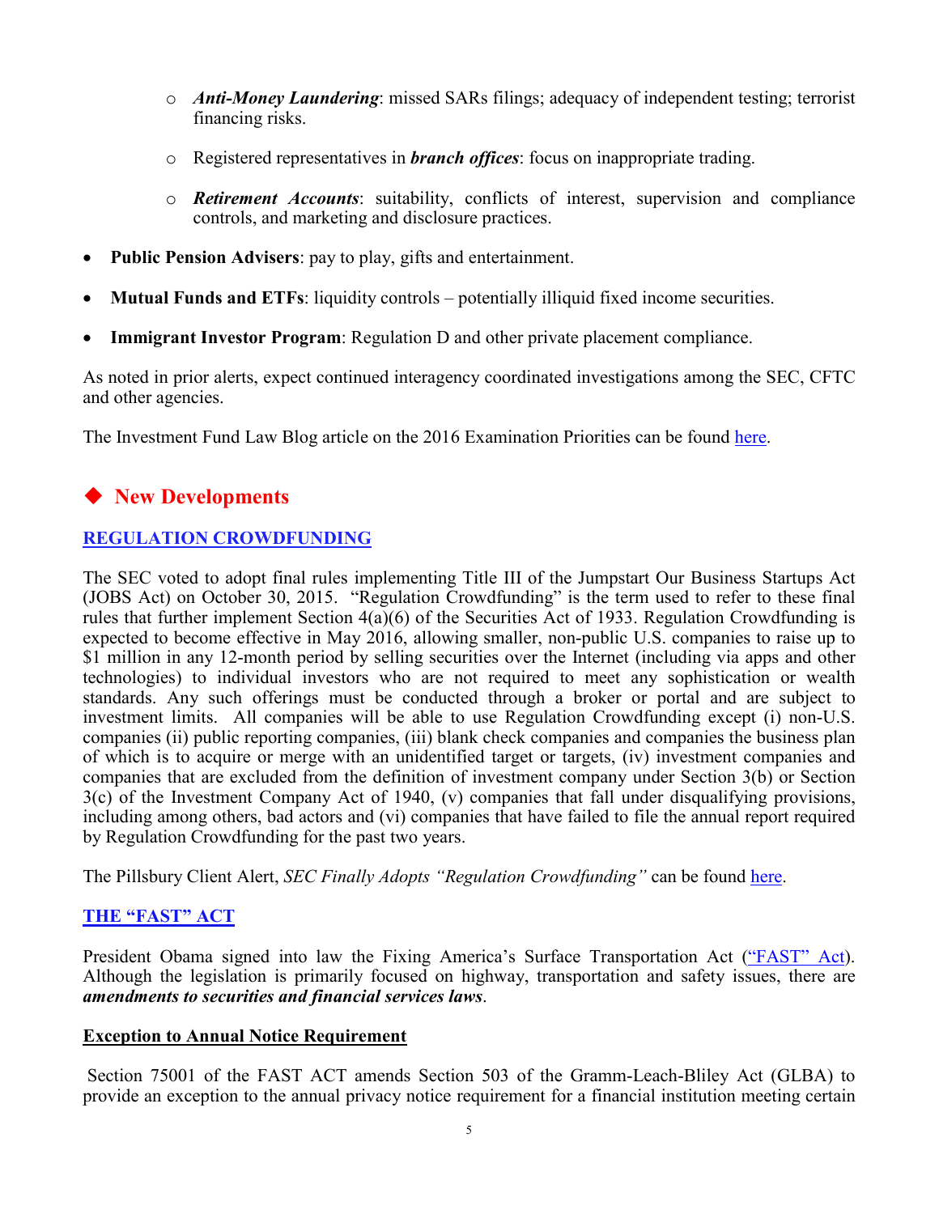- ***Anti-Money Laundering***: missed SARs filings; adequacy of independent testing; terrorist financing risks.

  - Registered representatives in ***branch offices***: focus on inappropriate trading.

  - ***Retirement Accounts***: suitability, conflicts of interest, supervision and compliance controls, and marketing and disclosure practices.

- **Public Pension Advisers**: pay to play, gifts and entertainment.

- **Mutual Funds and ETFs**: liquidity controls – potentially illiquid fixed income securities.

- **Immigrant Investor Program**: Regulation D and other private placement compliance.

As noted in prior alerts, expect continued interagency coordinated investigations among the SEC, CFTC and other agencies.

The Investment Fund Law Blog article on the 2016 Examination Priorities can be found here.

## ◆ New Developments

### REGULATION CROWDFUNDING

The SEC voted to adopt final rules implementing Title III of the Jumpstart Our Business Startups Act (JOBS Act) on October 30, 2015. "Regulation Crowdfunding" is the term used to refer to these final rules that further implement Section 4(a)(6) of the Securities Act of 1933. Regulation Crowdfunding is expected to become effective in May 2016, allowing smaller, non-public U.S. companies to raise up to \$1 million in any 12-month period by selling securities over the Internet (including via apps and other technologies) to individual investors who are not required to meet any sophistication or wealth standards. Any such offerings must be conducted through a broker or portal and are subject to investment limits. All companies will be able to use Regulation Crowdfunding except (i) non-U.S. companies (ii) public reporting companies, (iii) blank check companies and companies the business plan of which is to acquire or merge with an unidentified target or targets, (iv) investment companies and companies that are excluded from the definition of investment company under Section 3(b) or Section 3(c) of the Investment Company Act of 1940, (v) companies that fall under disqualifying provisions, including among others, bad actors and (vi) companies that have failed to file the annual report required by Regulation Crowdfunding for the past two years.

The Pillsbury Client Alert, *SEC Finally Adopts "Regulation Crowdfunding"* can be found here.

### THE "FAST" ACT

President Obama signed into law the Fixing America's Surface Transportation Act ("FAST" Act). Although the legislation is primarily focused on highway, transportation and safety issues, there are ***amendments to securities and financial services laws***.

**Exception to Annual Notice Requirement**

Section 75001 of the FAST ACT amends Section 503 of the Gramm-Leach-Bliley Act (GLBA) to provide an exception to the annual privacy notice requirement for a financial institution meeting certain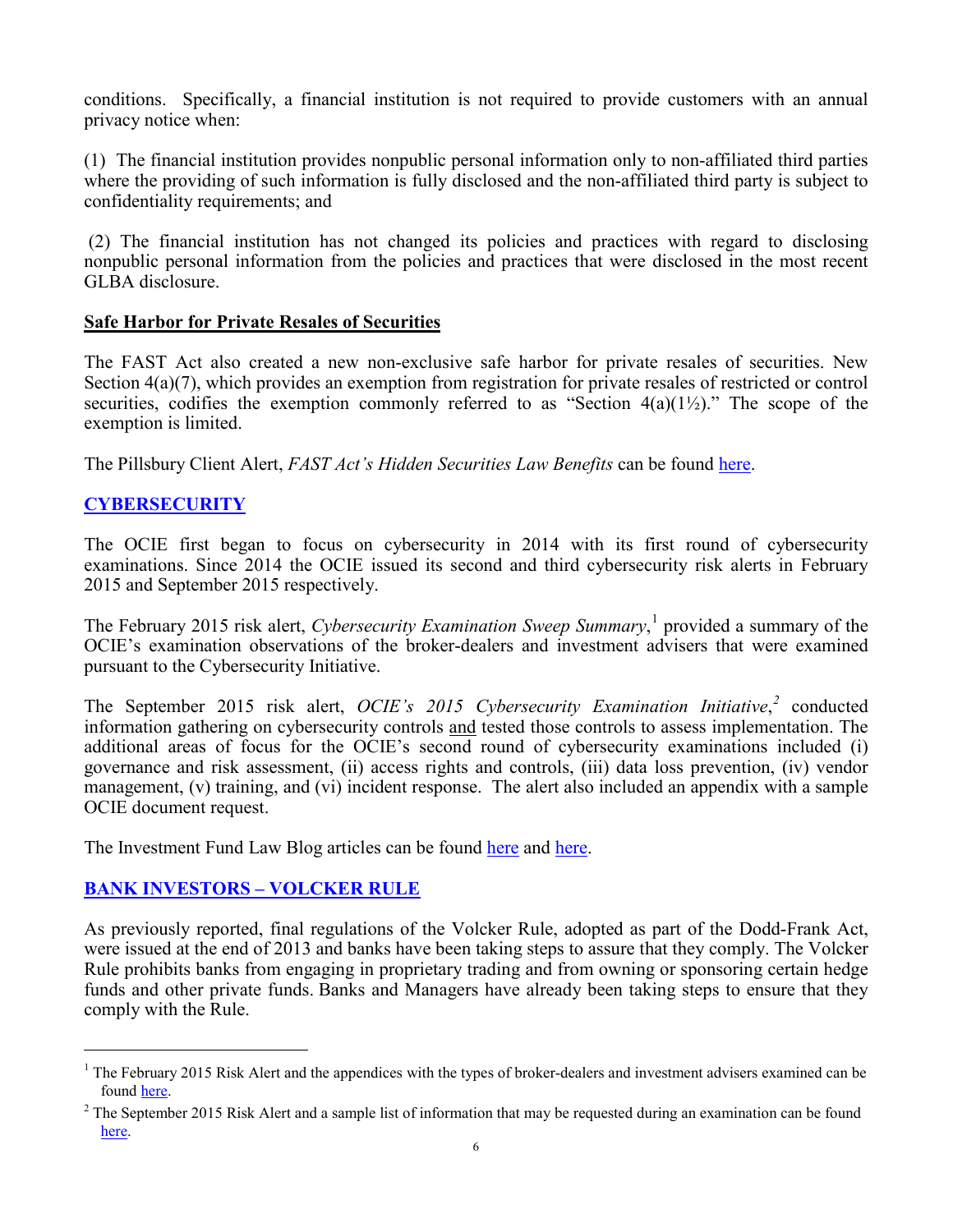conditions. Specifically, a financial institution is not required to provide customers with an annual privacy notice when:

(1) The financial institution provides nonpublic personal information only to non-affiliated third parties where the providing of such information is fully disclosed and the non-affiliated third party is subject to confidentiality requirements; and

(2) The financial institution has not changed its policies and practices with regard to disclosing nonpublic personal information from the policies and practices that were disclosed in the most recent GLBA disclosure.

**Safe Harbor for Private Resales of Securities**

The FAST Act also created a new non-exclusive safe harbor for private resales of securities. New Section 4(a)(7), which provides an exemption from registration for private resales of restricted or control securities, codifies the exemption commonly referred to as "Section 4(a)(1½)." The scope of the exemption is limited.

The Pillsbury Client Alert, *FAST Act's Hidden Securities Law Benefits* can be found here.

## CYBERSECURITY

The OCIE first began to focus on cybersecurity in 2014 with its first round of cybersecurity examinations. Since 2014 the OCIE issued its second and third cybersecurity risk alerts in February 2015 and September 2015 respectively.

The February 2015 risk alert, *Cybersecurity Examination Sweep Summary*,[1] provided a summary of the OCIE's examination observations of the broker-dealers and investment advisers that were examined pursuant to the Cybersecurity Initiative.

The September 2015 risk alert, *OCIE's 2015 Cybersecurity Examination Initiative*,[2] conducted information gathering on cybersecurity controls and tested those controls to assess implementation. The additional areas of focus for the OCIE's second round of cybersecurity examinations included (i) governance and risk assessment, (ii) access rights and controls, (iii) data loss prevention, (iv) vendor management, (v) training, and (vi) incident response. The alert also included an appendix with a sample OCIE document request.

The Investment Fund Law Blog articles can be found here and here.

## BANK INVESTORS – VOLCKER RULE

As previously reported, final regulations of the Volcker Rule, adopted as part of the Dodd-Frank Act, were issued at the end of 2013 and banks have been taking steps to assure that they comply. The Volcker Rule prohibits banks from engaging in proprietary trading and from owning or sponsoring certain hedge funds and other private funds. Banks and Managers have already been taking steps to ensure that they comply with the Rule.

---

[1] The February 2015 Risk Alert and the appendices with the types of broker-dealers and investment advisers examined can be found here.

[2] The September 2015 Risk Alert and a sample list of information that may be requested during an examination can be found here.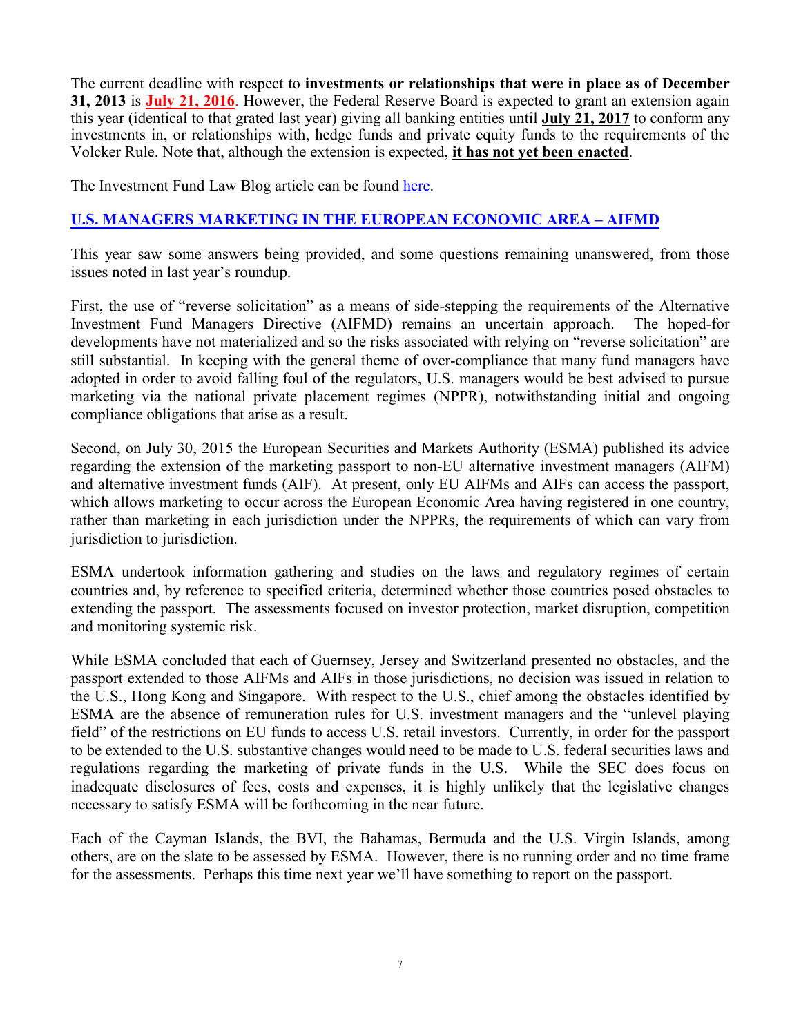The current deadline with respect to **investments or relationships that were in place as of December 31, 2013** is **July 21, 2016**. However, the Federal Reserve Board is expected to grant an extension again this year (identical to that grated last year) giving all banking entities until **July 21, 2017** to conform any investments in, or relationships with, hedge funds and private equity funds to the requirements of the Volcker Rule. Note that, although the extension is expected, **it has not yet been enacted**.

The Investment Fund Law Blog article can be found here.

## U.S. MANAGERS MARKETING IN THE EUROPEAN ECONOMIC AREA – AIFMD

This year saw some answers being provided, and some questions remaining unanswered, from those issues noted in last year's roundup.

First, the use of "reverse solicitation" as a means of side-stepping the requirements of the Alternative Investment Fund Managers Directive (AIFMD) remains an uncertain approach. The hoped-for developments have not materialized and so the risks associated with relying on "reverse solicitation" are still substantial. In keeping with the general theme of over-compliance that many fund managers have adopted in order to avoid falling foul of the regulators, U.S. managers would be best advised to pursue marketing via the national private placement regimes (NPPR), notwithstanding initial and ongoing compliance obligations that arise as a result.

Second, on July 30, 2015 the European Securities and Markets Authority (ESMA) published its advice regarding the extension of the marketing passport to non-EU alternative investment managers (AIFM) and alternative investment funds (AIF). At present, only EU AIFMs and AIFs can access the passport, which allows marketing to occur across the European Economic Area having registered in one country, rather than marketing in each jurisdiction under the NPPRs, the requirements of which can vary from jurisdiction to jurisdiction.

ESMA undertook information gathering and studies on the laws and regulatory regimes of certain countries and, by reference to specified criteria, determined whether those countries posed obstacles to extending the passport. The assessments focused on investor protection, market disruption, competition and monitoring systemic risk.

While ESMA concluded that each of Guernsey, Jersey and Switzerland presented no obstacles, and the passport extended to those AIFMs and AIFs in those jurisdictions, no decision was issued in relation to the U.S., Hong Kong and Singapore. With respect to the U.S., chief among the obstacles identified by ESMA are the absence of remuneration rules for U.S. investment managers and the "unlevel playing field" of the restrictions on EU funds to access U.S. retail investors. Currently, in order for the passport to be extended to the U.S. substantive changes would need to be made to U.S. federal securities laws and regulations regarding the marketing of private funds in the U.S. While the SEC does focus on inadequate disclosures of fees, costs and expenses, it is highly unlikely that the legislative changes necessary to satisfy ESMA will be forthcoming in the near future.

Each of the Cayman Islands, the BVI, the Bahamas, Bermuda and the U.S. Virgin Islands, among others, are on the slate to be assessed by ESMA. However, there is no running order and no time frame for the assessments. Perhaps this time next year we'll have something to report on the passport.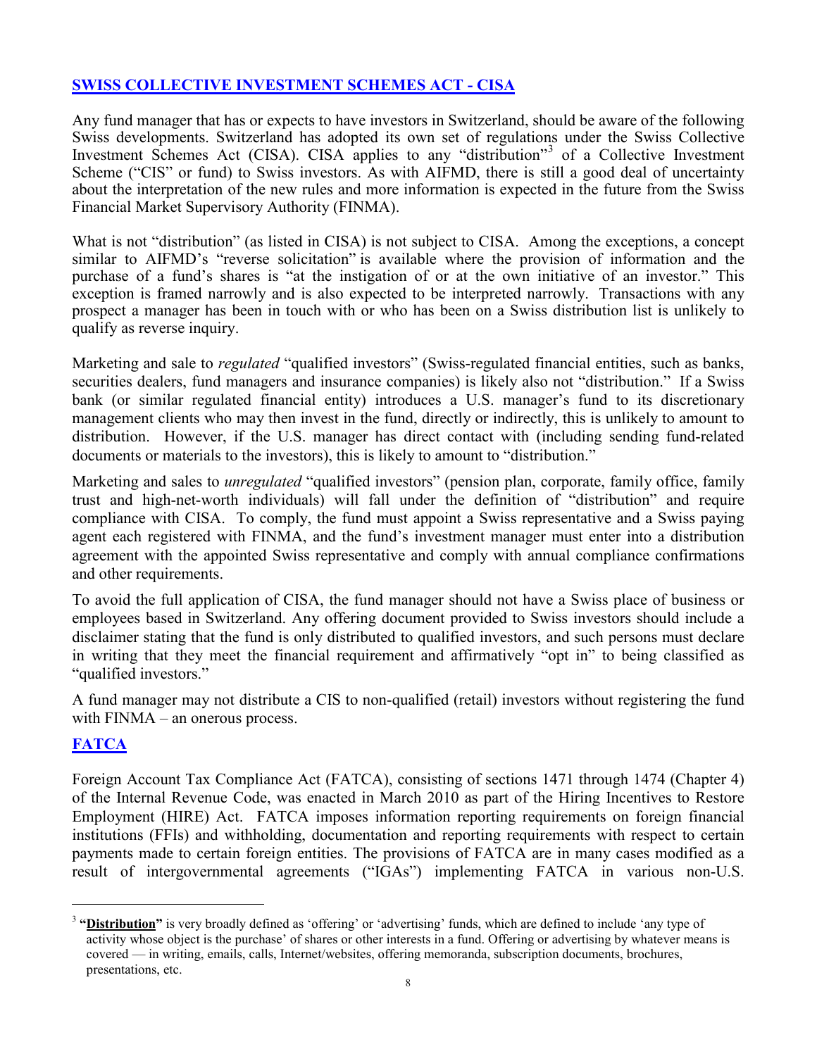## [SWISS COLLECTIVE INVESTMENT SCHEMES ACT - CISA](#)

Any fund manager that has or expects to have investors in Switzerland, should be aware of the following Swiss developments. Switzerland has adopted its own set of regulations under the Swiss Collective Investment Schemes Act (CISA). CISA applies to any "distribution"[3] of a Collective Investment Scheme ("CIS" or fund) to Swiss investors. As with AIFMD, there is still a good deal of uncertainty about the interpretation of the new rules and more information is expected in the future from the Swiss Financial Market Supervisory Authority (FINMA).

What is not "distribution" (as listed in CISA) is not subject to CISA. Among the exceptions, a concept similar to AIFMD's "reverse solicitation" is available where the provision of information and the purchase of a fund's shares is "at the instigation of or at the own initiative of an investor." This exception is framed narrowly and is also expected to be interpreted narrowly. Transactions with any prospect a manager has been in touch with or who has been on a Swiss distribution list is unlikely to qualify as reverse inquiry.

Marketing and sale to *regulated* "qualified investors" (Swiss-regulated financial entities, such as banks, securities dealers, fund managers and insurance companies) is likely also not "distribution." If a Swiss bank (or similar regulated financial entity) introduces a U.S. manager's fund to its discretionary management clients who may then invest in the fund, directly or indirectly, this is unlikely to amount to distribution. However, if the U.S. manager has direct contact with (including sending fund-related documents or materials to the investors), this is likely to amount to "distribution."

Marketing and sales to *unregulated* "qualified investors" (pension plan, corporate, family office, family trust and high-net-worth individuals) will fall under the definition of "distribution" and require compliance with CISA. To comply, the fund must appoint a Swiss representative and a Swiss paying agent each registered with FINMA, and the fund's investment manager must enter into a distribution agreement with the appointed Swiss representative and comply with annual compliance confirmations and other requirements.

To avoid the full application of CISA, the fund manager should not have a Swiss place of business or employees based in Switzerland. Any offering document provided to Swiss investors should include a disclaimer stating that the fund is only distributed to qualified investors, and such persons must declare in writing that they meet the financial requirement and affirmatively "opt in" to being classified as "qualified investors."

A fund manager may not distribute a CIS to non-qualified (retail) investors without registering the fund with FINMA – an onerous process.

## [FATCA](#)

Foreign Account Tax Compliance Act (FATCA), consisting of sections 1471 through 1474 (Chapter 4) of the Internal Revenue Code, was enacted in March 2010 as part of the Hiring Incentives to Restore Employment (HIRE) Act. FATCA imposes information reporting requirements on foreign financial institutions (FFIs) and withholding, documentation and reporting requirements with respect to certain payments made to certain foreign entities. The provisions of FATCA are in many cases modified as a result of intergovernmental agreements ("IGAs") implementing FATCA in various non-U.S.

---

[3] **"<u>Distribution</u>"** is very broadly defined as 'offering' or 'advertising' funds, which are defined to include 'any type of activity whose object is the purchase' of shares or other interests in a fund. Offering or advertising by whatever means is covered — in writing, emails, calls, Internet/websites, offering memoranda, subscription documents, brochures, presentations, etc.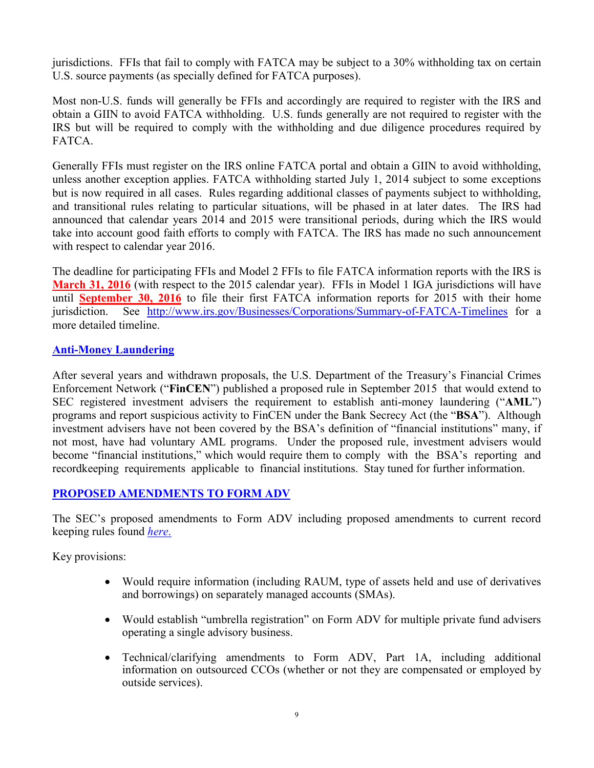jurisdictions. FFIs that fail to comply with FATCA may be subject to a 30% withholding tax on certain U.S. source payments (as specially defined for FATCA purposes).

Most non-U.S. funds will generally be FFIs and accordingly are required to register with the IRS and obtain a GIIN to avoid FATCA withholding. U.S. funds generally are not required to register with the IRS but will be required to comply with the withholding and due diligence procedures required by FATCA.

Generally FFIs must register on the IRS online FATCA portal and obtain a GIIN to avoid withholding, unless another exception applies. FATCA withholding started July 1, 2014 subject to some exceptions but is now required in all cases. Rules regarding additional classes of payments subject to withholding, and transitional rules relating to particular situations, will be phased in at later dates. The IRS had announced that calendar years 2014 and 2015 were transitional periods, during which the IRS would take into account good faith efforts to comply with FATCA. The IRS has made no such announcement with respect to calendar year 2016.

The deadline for participating FFIs and Model 2 FFIs to file FATCA information reports with the IRS is **March 31, 2016** (with respect to the 2015 calendar year). FFIs in Model 1 IGA jurisdictions will have until **September 30, 2016** to file their first FATCA information reports for 2015 with their home jurisdiction. See http://www.irs.gov/Businesses/Corporations/Summary-of-FATCA-Timelines for a more detailed timeline.

## Anti-Money Laundering

After several years and withdrawn proposals, the U.S. Department of the Treasury's Financial Crimes Enforcement Network ("**FinCEN**") published a proposed rule in September 2015 that would extend to SEC registered investment advisers the requirement to establish anti-money laundering ("**AML**") programs and report suspicious activity to FinCEN under the Bank Secrecy Act (the "**BSA**"). Although investment advisers have not been covered by the BSA's definition of "financial institutions" many, if not most, have had voluntary AML programs. Under the proposed rule, investment advisers would become "financial institutions," which would require them to comply with the BSA's reporting and recordkeeping requirements applicable to financial institutions. Stay tuned for further information.

## PROPOSED AMENDMENTS TO FORM ADV

The SEC's proposed amendments to Form ADV including proposed amendments to current record keeping rules found *here.*

Key provisions:

- Would require information (including RAUM, type of assets held and use of derivatives and borrowings) on separately managed accounts (SMAs).
- Would establish "umbrella registration" on Form ADV for multiple private fund advisers operating a single advisory business.
- Technical/clarifying amendments to Form ADV, Part 1A, including additional information on outsourced CCOs (whether or not they are compensated or employed by outside services).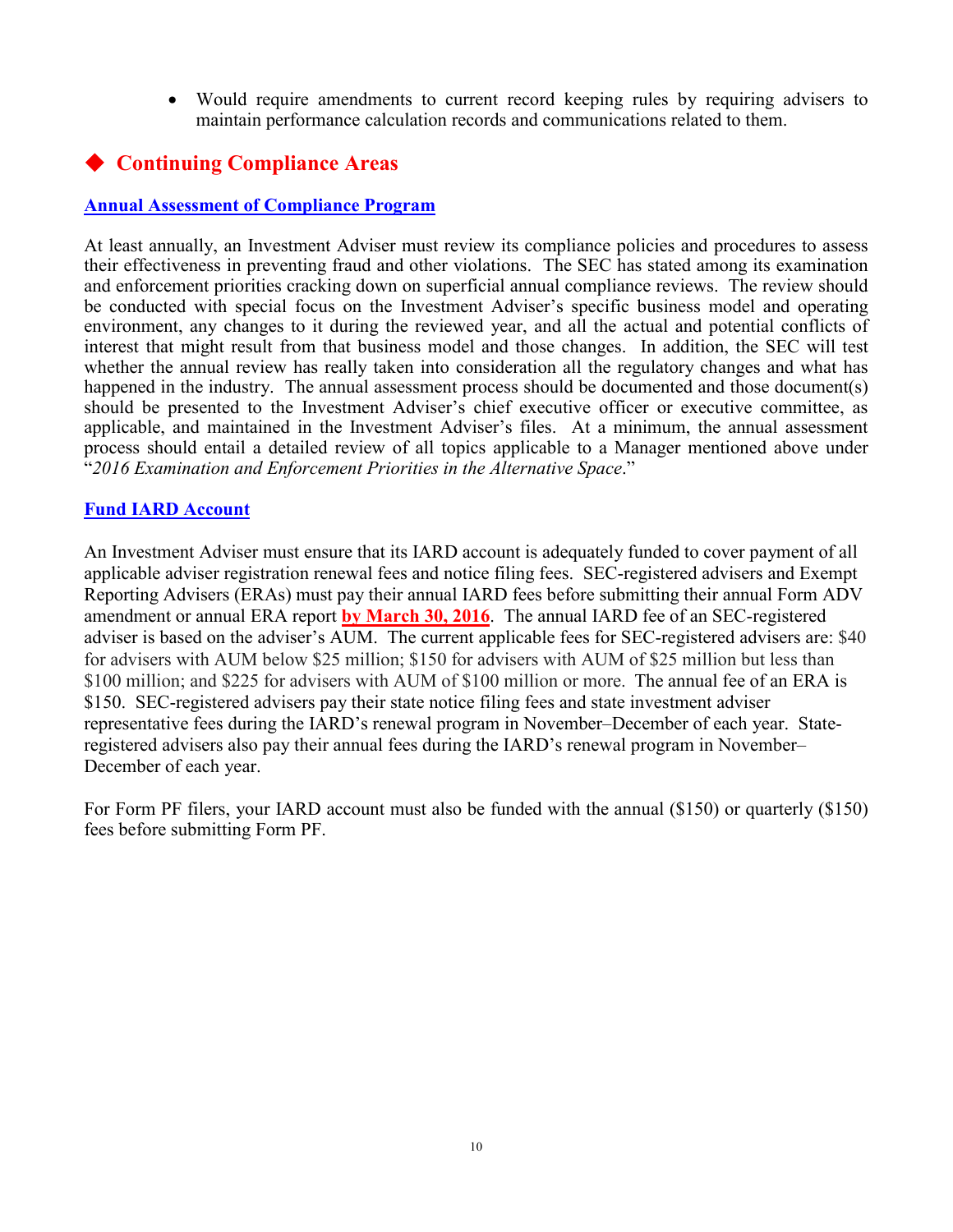- Would require amendments to current record keeping rules by requiring advisers to maintain performance calculation records and communications related to them.

## ◆ Continuing Compliance Areas

### Annual Assessment of Compliance Program

At least annually, an Investment Adviser must review its compliance policies and procedures to assess their effectiveness in preventing fraud and other violations. The SEC has stated among its examination and enforcement priorities cracking down on superficial annual compliance reviews. The review should be conducted with special focus on the Investment Adviser's specific business model and operating environment, any changes to it during the reviewed year, and all the actual and potential conflicts of interest that might result from that business model and those changes. In addition, the SEC will test whether the annual review has really taken into consideration all the regulatory changes and what has happened in the industry. The annual assessment process should be documented and those document(s) should be presented to the Investment Adviser's chief executive officer or executive committee, as applicable, and maintained in the Investment Adviser's files. At a minimum, the annual assessment process should entail a detailed review of all topics applicable to a Manager mentioned above under "*2016 Examination and Enforcement Priorities in the Alternative Space*."

### Fund IARD Account

An Investment Adviser must ensure that its IARD account is adequately funded to cover payment of all applicable adviser registration renewal fees and notice filing fees. SEC-registered advisers and Exempt Reporting Advisers (ERAs) must pay their annual IARD fees before submitting their annual Form ADV amendment or annual ERA report **by March 30, 2016**. The annual IARD fee of an SEC-registered adviser is based on the adviser's AUM. The current applicable fees for SEC-registered advisers are: $40 for advisers with AUM below $25 million; $150 for advisers with AUM of $25 million but less than $100 million; and $225 for advisers with AUM of $100 million or more. The annual fee of an ERA is $150. SEC-registered advisers pay their state notice filing fees and state investment adviser representative fees during the IARD's renewal program in November–December of each year. State-registered advisers also pay their annual fees during the IARD's renewal program in November–December of each year.

For Form PF filers, your IARD account must also be funded with the annual ($150) or quarterly ($150) fees before submitting Form PF.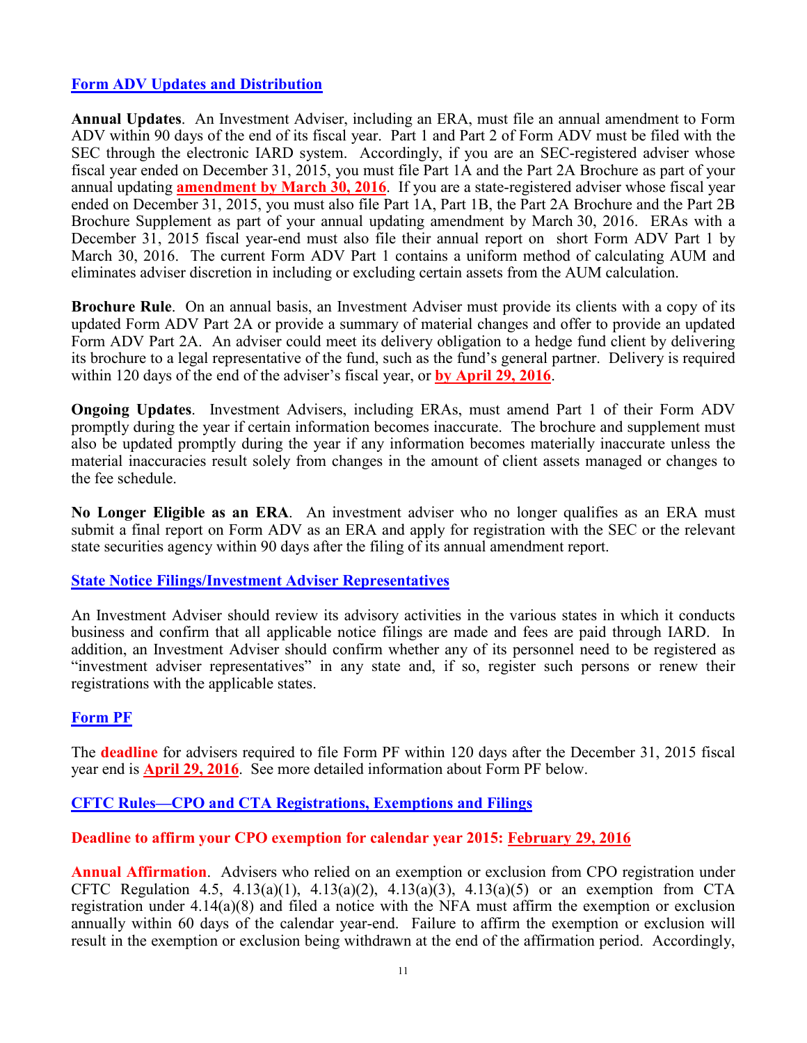## Form ADV Updates and Distribution

**Annual Updates**. An Investment Adviser, including an ERA, must file an annual amendment to Form ADV within 90 days of the end of its fiscal year. Part 1 and Part 2 of Form ADV must be filed with the SEC through the electronic IARD system. Accordingly, if you are an SEC-registered adviser whose fiscal year ended on December 31, 2015, you must file Part 1A and the Part 2A Brochure as part of your annual updating **amendment by March 30, 2016**. If you are a state-registered adviser whose fiscal year ended on December 31, 2015, you must also file Part 1A, Part 1B, the Part 2A Brochure and the Part 2B Brochure Supplement as part of your annual updating amendment by March 30, 2016. ERAs with a December 31, 2015 fiscal year-end must also file their annual report on short Form ADV Part 1 by March 30, 2016. The current Form ADV Part 1 contains a uniform method of calculating AUM and eliminates adviser discretion in including or excluding certain assets from the AUM calculation.

**Brochure Rule**. On an annual basis, an Investment Adviser must provide its clients with a copy of its updated Form ADV Part 2A or provide a summary of material changes and offer to provide an updated Form ADV Part 2A. An adviser could meet its delivery obligation to a hedge fund client by delivering its brochure to a legal representative of the fund, such as the fund's general partner. Delivery is required within 120 days of the end of the adviser's fiscal year, or **by April 29, 2016**.

**Ongoing Updates**. Investment Advisers, including ERAs, must amend Part 1 of their Form ADV promptly during the year if certain information becomes inaccurate. The brochure and supplement must also be updated promptly during the year if any information becomes materially inaccurate unless the material inaccuracies result solely from changes in the amount of client assets managed or changes to the fee schedule.

**No Longer Eligible as an ERA**. An investment adviser who no longer qualifies as an ERA must submit a final report on Form ADV as an ERA and apply for registration with the SEC or the relevant state securities agency within 90 days after the filing of its annual amendment report.

## State Notice Filings/Investment Adviser Representatives

An Investment Adviser should review its advisory activities in the various states in which it conducts business and confirm that all applicable notice filings are made and fees are paid through IARD. In addition, an Investment Adviser should confirm whether any of its personnel need to be registered as "investment adviser representatives" in any state and, if so, register such persons or renew their registrations with the applicable states.

## Form PF

The **deadline** for advisers required to file Form PF within 120 days after the December 31, 2015 fiscal year end is **April 29, 2016**. See more detailed information about Form PF below.

## CFTC Rules—CPO and CTA Registrations, Exemptions and Filings

**Deadline to affirm your CPO exemption for calendar year 2015: February 29, 2016**

**Annual Affirmation**. Advisers who relied on an exemption or exclusion from CPO registration under CFTC Regulation 4.5, 4.13(a)(1), 4.13(a)(2), 4.13(a)(3), 4.13(a)(5) or an exemption from CTA registration under 4.14(a)(8) and filed a notice with the NFA must affirm the exemption or exclusion annually within 60 days of the calendar year-end. Failure to affirm the exemption or exclusion will result in the exemption or exclusion being withdrawn at the end of the affirmation period. Accordingly,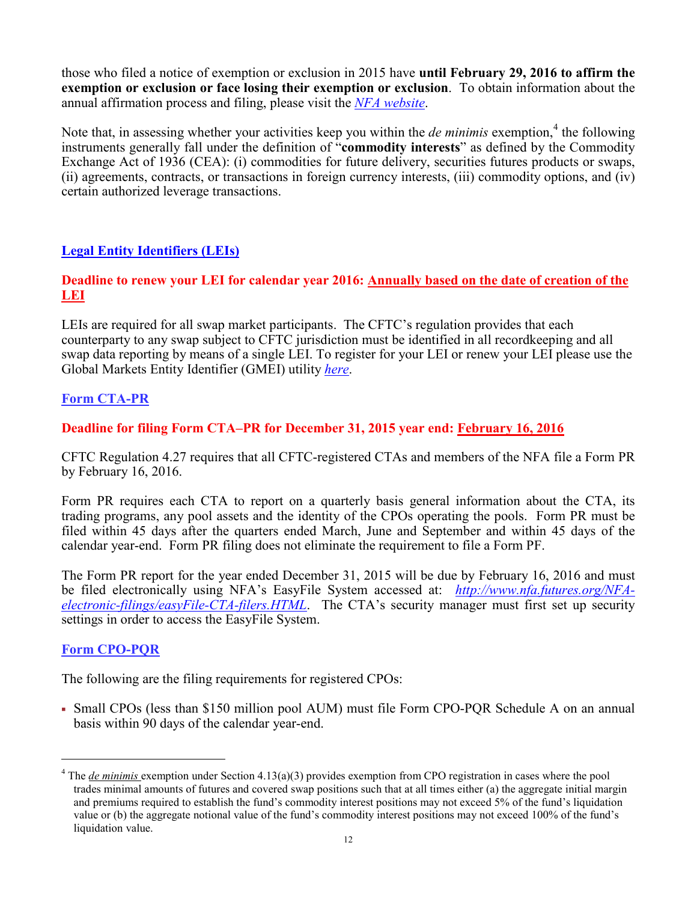those who filed a notice of exemption or exclusion in 2015 have **until February 29, 2016 to affirm the exemption or exclusion or face losing their exemption or exclusion**. To obtain information about the annual affirmation process and filing, please visit the *NFA website*.

Note that, in assessing whether your activities keep you within the *de minimis* exemption,[4] the following instruments generally fall under the definition of "**commodity interests**" as defined by the Commodity Exchange Act of 1936 (CEA): (i) commodities for future delivery, securities futures products or swaps, (ii) agreements, contracts, or transactions in foreign currency interests, (iii) commodity options, and (iv) certain authorized leverage transactions.

## Legal Entity Identifiers (LEIs)

**Deadline to renew your LEI for calendar year 2016: Annually based on the date of creation of the LEI**

LEIs are required for all swap market participants. The CFTC's regulation provides that each counterparty to any swap subject to CFTC jurisdiction must be identified in all recordkeeping and all swap data reporting by means of a single LEI. To register for your LEI or renew your LEI please use the Global Markets Entity Identifier (GMEI) utility *here*.

## Form CTA-PR

**Deadline for filing Form CTA–PR for December 31, 2015 year end: February 16, 2016**

CFTC Regulation 4.27 requires that all CFTC-registered CTAs and members of the NFA file a Form PR by February 16, 2016.

Form PR requires each CTA to report on a quarterly basis general information about the CTA, its trading programs, any pool assets and the identity of the CPOs operating the pools. Form PR must be filed within 45 days after the quarters ended March, June and September and within 45 days of the calendar year-end. Form PR filing does not eliminate the requirement to file a Form PF.

The Form PR report for the year ended December 31, 2015 will be due by February 16, 2016 and must be filed electronically using NFA's EasyFile System accessed at: *http://www.nfa.futures.org/NFA-electronic-filings/easyFile-CTA-filers.HTML*. The CTA's security manager must first set up security settings in order to access the EasyFile System.

## Form CPO-PQR

The following are the filing requirements for registered CPOs:

- Small CPOs (less than $150 million pool AUM) must file Form CPO-PQR Schedule A on an annual basis within 90 days of the calendar year-end.

---

[4] The *de minimis* exemption under Section 4.13(a)(3) provides exemption from CPO registration in cases where the pool trades minimal amounts of futures and covered swap positions such that at all times either (a) the aggregate initial margin and premiums required to establish the fund's commodity interest positions may not exceed 5% of the fund's liquidation value or (b) the aggregate notional value of the fund's commodity interest positions may not exceed 100% of the fund's liquidation value.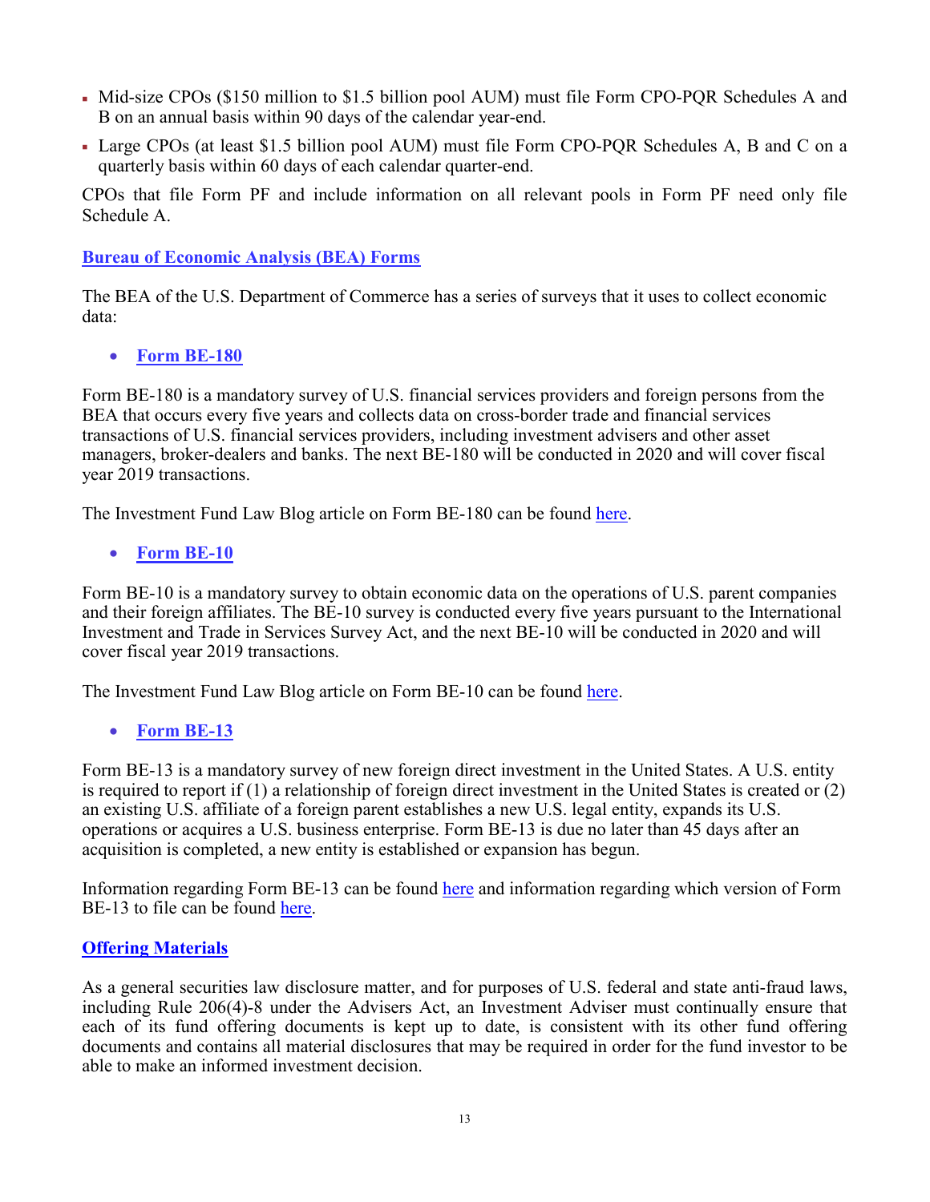- Mid-size CPOs ($150 million to $1.5 billion pool AUM) must file Form CPO-PQR Schedules A and B on an annual basis within 90 days of the calendar year-end.
- Large CPOs (at least $1.5 billion pool AUM) must file Form CPO-PQR Schedules A, B and C on a quarterly basis within 60 days of each calendar quarter-end.

CPOs that file Form PF and include information on all relevant pools in Form PF need only file Schedule A.

## Bureau of Economic Analysis (BEA) Forms

The BEA of the U.S. Department of Commerce has a series of surveys that it uses to collect economic data:

- **Form BE-180**

Form BE-180 is a mandatory survey of U.S. financial services providers and foreign persons from the BEA that occurs every five years and collects data on cross-border trade and financial services transactions of U.S. financial services providers, including investment advisers and other asset managers, broker-dealers and banks. The next BE-180 will be conducted in 2020 and will cover fiscal year 2019 transactions.

The Investment Fund Law Blog article on Form BE-180 can be found here.

- **Form BE-10**

Form BE-10 is a mandatory survey to obtain economic data on the operations of U.S. parent companies and their foreign affiliates. The BE-10 survey is conducted every five years pursuant to the International Investment and Trade in Services Survey Act, and the next BE-10 will be conducted in 2020 and will cover fiscal year 2019 transactions.

The Investment Fund Law Blog article on Form BE-10 can be found here.

- **Form BE-13**

Form BE-13 is a mandatory survey of new foreign direct investment in the United States. A U.S. entity is required to report if (1) a relationship of foreign direct investment in the United States is created or (2) an existing U.S. affiliate of a foreign parent establishes a new U.S. legal entity, expands its U.S. operations or acquires a U.S. business enterprise. Form BE-13 is due no later than 45 days after an acquisition is completed, a new entity is established or expansion has begun.

Information regarding Form BE-13 can be found here and information regarding which version of Form BE-13 to file can be found here.

## Offering Materials

As a general securities law disclosure matter, and for purposes of U.S. federal and state anti-fraud laws, including Rule 206(4)-8 under the Advisers Act, an Investment Adviser must continually ensure that each of its fund offering documents is kept up to date, is consistent with its other fund offering documents and contains all material disclosures that may be required in order for the fund investor to be able to make an informed investment decision.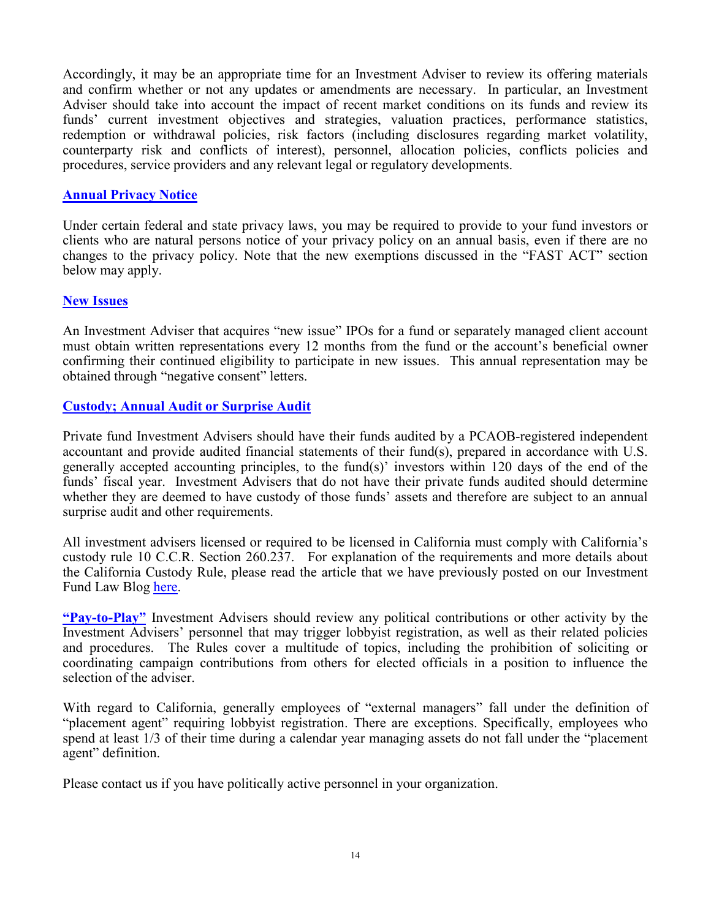Accordingly, it may be an appropriate time for an Investment Adviser to review its offering materials and confirm whether or not any updates or amendments are necessary. In particular, an Investment Adviser should take into account the impact of recent market conditions on its funds and review its funds' current investment objectives and strategies, valuation practices, performance statistics, redemption or withdrawal policies, risk factors (including disclosures regarding market volatility, counterparty risk and conflicts of interest), personnel, allocation policies, conflicts policies and procedures, service providers and any relevant legal or regulatory developments.

**Annual Privacy Notice**

Under certain federal and state privacy laws, you may be required to provide to your fund investors or clients who are natural persons notice of your privacy policy on an annual basis, even if there are no changes to the privacy policy. Note that the new exemptions discussed in the "FAST ACT" section below may apply.

**New Issues**

An Investment Adviser that acquires "new issue" IPOs for a fund or separately managed client account must obtain written representations every 12 months from the fund or the account's beneficial owner confirming their continued eligibility to participate in new issues. This annual representation may be obtained through "negative consent" letters.

**Custody; Annual Audit or Surprise Audit**

Private fund Investment Advisers should have their funds audited by a PCAOB-registered independent accountant and provide audited financial statements of their fund(s), prepared in accordance with U.S. generally accepted accounting principles, to the fund(s)' investors within 120 days of the end of the funds' fiscal year. Investment Advisers that do not have their private funds audited should determine whether they are deemed to have custody of those funds' assets and therefore are subject to an annual surprise audit and other requirements.

All investment advisers licensed or required to be licensed in California must comply with California's custody rule 10 C.C.R. Section 260.237. For explanation of the requirements and more details about the California Custody Rule, please read the article that we have previously posted on our Investment Fund Law Blog here.

**"Pay-to-Play"** Investment Advisers should review any political contributions or other activity by the Investment Advisers' personnel that may trigger lobbyist registration, as well as their related policies and procedures. The Rules cover a multitude of topics, including the prohibition of soliciting or coordinating campaign contributions from others for elected officials in a position to influence the selection of the adviser.

With regard to California, generally employees of "external managers" fall under the definition of "placement agent" requiring lobbyist registration. There are exceptions. Specifically, employees who spend at least 1/3 of their time during a calendar year managing assets do not fall under the "placement agent" definition.

Please contact us if you have politically active personnel in your organization.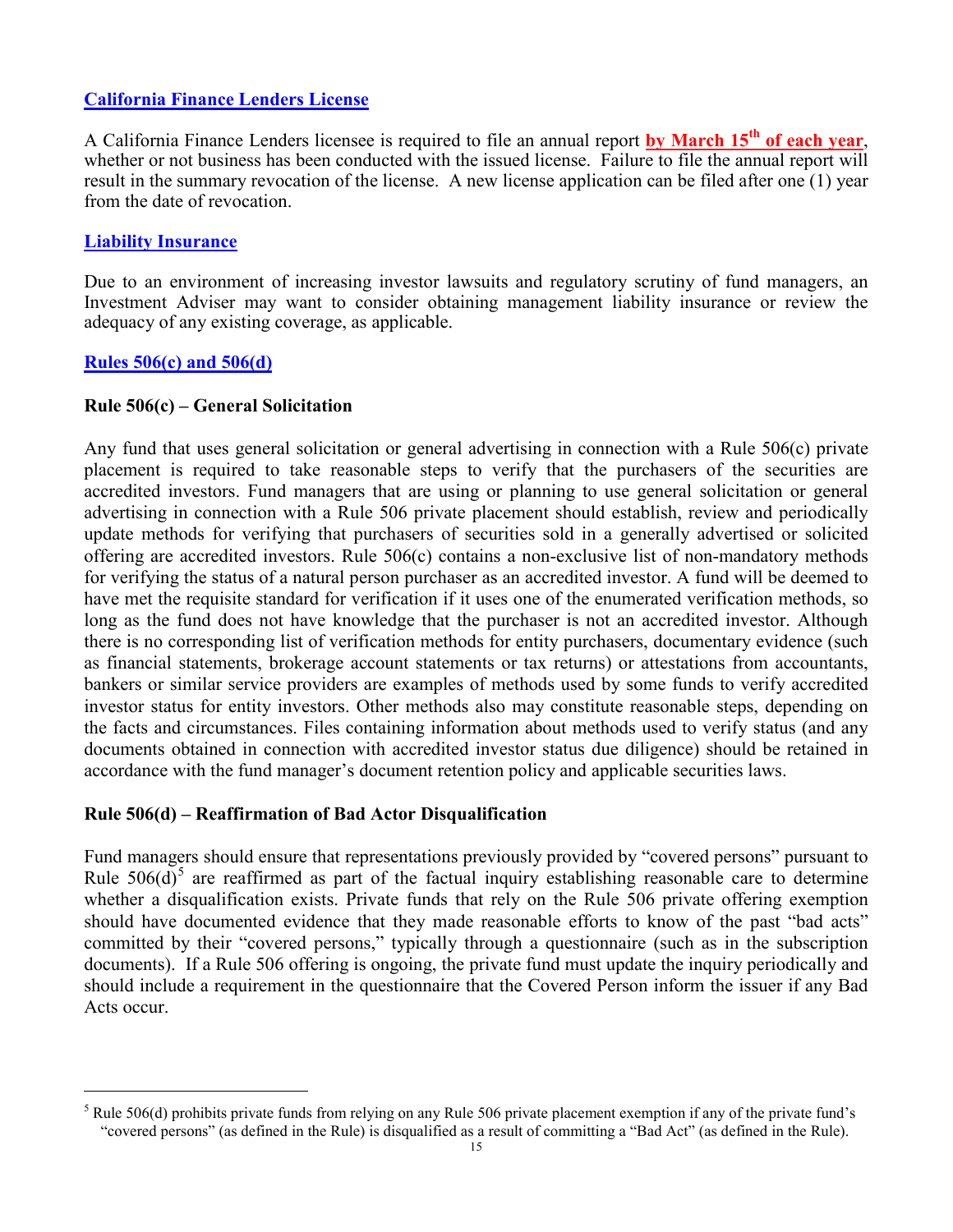## California Finance Lenders License

A California Finance Lenders licensee is required to file an annual report **by March 15th of each year**, whether or not business has been conducted with the issued license. Failure to file the annual report will result in the summary revocation of the license. A new license application can be filed after one (1) year from the date of revocation.

## Liability Insurance

Due to an environment of increasing investor lawsuits and regulatory scrutiny of fund managers, an Investment Adviser may want to consider obtaining management liability insurance or review the adequacy of any existing coverage, as applicable.

## Rules 506(c) and 506(d)

### Rule 506(c) – General Solicitation

Any fund that uses general solicitation or general advertising in connection with a Rule 506(c) private placement is required to take reasonable steps to verify that the purchasers of the securities are accredited investors. Fund managers that are using or planning to use general solicitation or general advertising in connection with a Rule 506 private placement should establish, review and periodically update methods for verifying that purchasers of securities sold in a generally advertised or solicited offering are accredited investors. Rule 506(c) contains a non-exclusive list of non-mandatory methods for verifying the status of a natural person purchaser as an accredited investor. A fund will be deemed to have met the requisite standard for verification if it uses one of the enumerated verification methods, so long as the fund does not have knowledge that the purchaser is not an accredited investor. Although there is no corresponding list of verification methods for entity purchasers, documentary evidence (such as financial statements, brokerage account statements or tax returns) or attestations from accountants, bankers or similar service providers are examples of methods used by some funds to verify accredited investor status for entity investors. Other methods also may constitute reasonable steps, depending on the facts and circumstances. Files containing information about methods used to verify status (and any documents obtained in connection with accredited investor status due diligence) should be retained in accordance with the fund manager's document retention policy and applicable securities laws.

### Rule 506(d) – Reaffirmation of Bad Actor Disqualification

Fund managers should ensure that representations previously provided by "covered persons" pursuant to Rule 506(d)[5] are reaffirmed as part of the factual inquiry establishing reasonable care to determine whether a disqualification exists. Private funds that rely on the Rule 506 private offering exemption should have documented evidence that they made reasonable efforts to know of the past "bad acts" committed by their "covered persons," typically through a questionnaire (such as in the subscription documents). If a Rule 506 offering is ongoing, the private fund must update the inquiry periodically and should include a requirement in the questionnaire that the Covered Person inform the issuer if any Bad Acts occur.

---

[5] Rule 506(d) prohibits private funds from relying on any Rule 506 private placement exemption if any of the private fund's "covered persons" (as defined in the Rule) is disqualified as a result of committing a "Bad Act" (as defined in the Rule).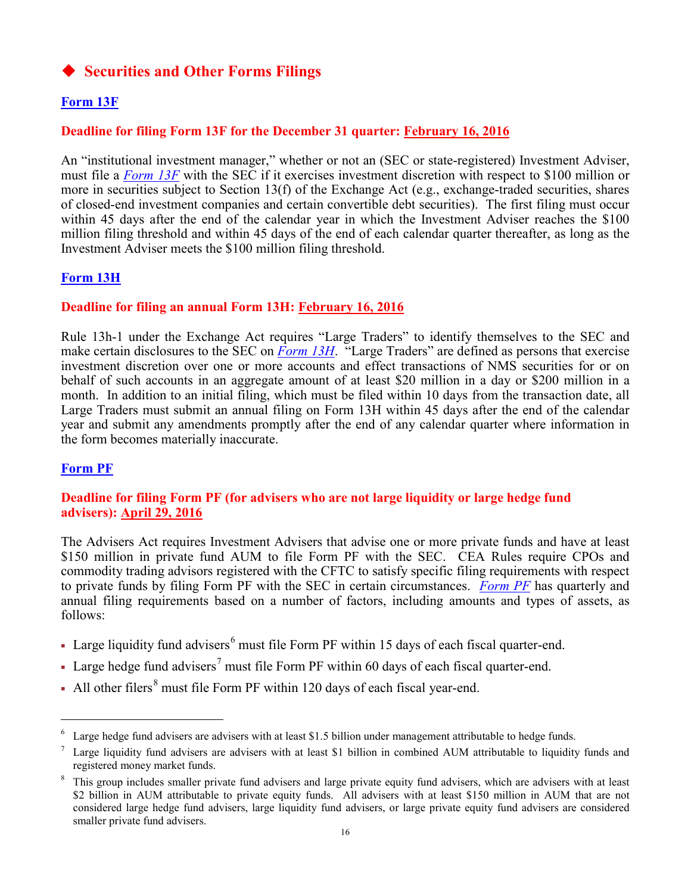## ◆ Securities and Other Forms Filings

### Form 13F

**Deadline for filing Form 13F for the December 31 quarter: February 16, 2016**

An "institutional investment manager," whether or not an (SEC or state-registered) Investment Adviser, must file a *Form 13F* with the SEC if it exercises investment discretion with respect to $100 million or more in securities subject to Section 13(f) of the Exchange Act (e.g., exchange-traded securities, shares of closed-end investment companies and certain convertible debt securities). The first filing must occur within 45 days after the end of the calendar year in which the Investment Adviser reaches the $100 million filing threshold and within 45 days of the end of each calendar quarter thereafter, as long as the Investment Adviser meets the $100 million filing threshold.

### Form 13H

**Deadline for filing an annual Form 13H: February 16, 2016**

Rule 13h-1 under the Exchange Act requires "Large Traders" to identify themselves to the SEC and make certain disclosures to the SEC on *Form 13H*. "Large Traders" are defined as persons that exercise investment discretion over one or more accounts and effect transactions of NMS securities for or on behalf of such accounts in an aggregate amount of at least $20 million in a day or $200 million in a month. In addition to an initial filing, which must be filed within 10 days from the transaction date, all Large Traders must submit an annual filing on Form 13H within 45 days after the end of the calendar year and submit any amendments promptly after the end of any calendar quarter where information in the form becomes materially inaccurate.

### Form PF

**Deadline for filing Form PF (for advisers who are not large liquidity or large hedge fund advisers): April 29, 2016**

The Advisers Act requires Investment Advisers that advise one or more private funds and have at least $150 million in private fund AUM to file Form PF with the SEC. CEA Rules require CPOs and commodity trading advisors registered with the CFTC to satisfy specific filing requirements with respect to private funds by filing Form PF with the SEC in certain circumstances. *Form PF* has quarterly and annual filing requirements based on a number of factors, including amounts and types of assets, as follows:

- Large liquidity fund advisers[6] must file Form PF within 15 days of each fiscal quarter-end.
- Large hedge fund advisers[7] must file Form PF within 60 days of each fiscal quarter-end.
- All other filers[8] must file Form PF within 120 days of each fiscal year-end.

---

[6] Large hedge fund advisers are advisers with at least $1.5 billion under management attributable to hedge funds.

[7] Large liquidity fund advisers are advisers with at least $1 billion in combined AUM attributable to liquidity funds and registered money market funds.

[8] This group includes smaller private fund advisers and large private equity fund advisers, which are advisers with at least $2 billion in AUM attributable to private equity funds. All advisers with at least $150 million in AUM that are not considered large hedge fund advisers, large liquidity fund advisers, or large private equity fund advisers are considered smaller private fund advisers.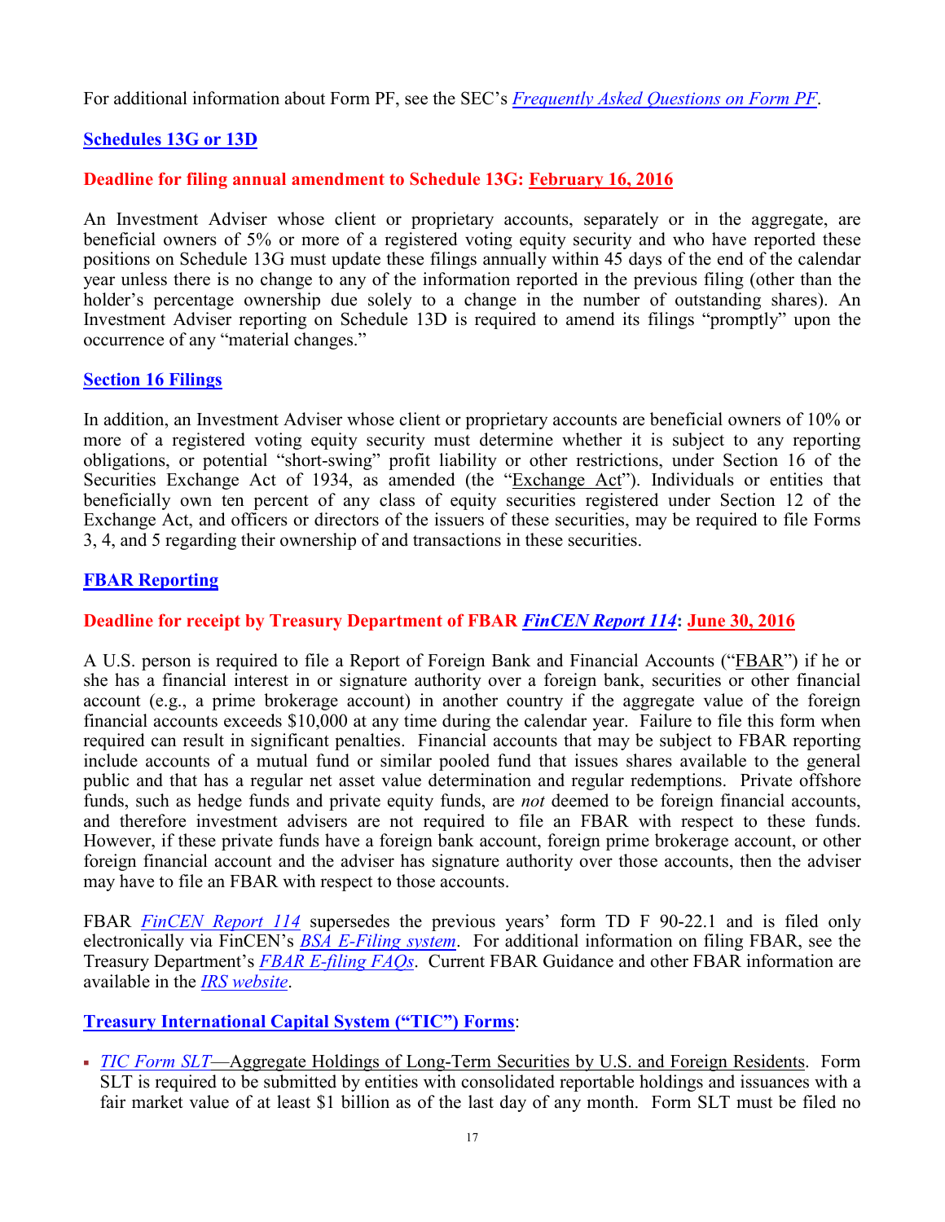For additional information about Form PF, see the SEC's *Frequently Asked Questions on Form PF*.

## Schedules 13G or 13D

**Deadline for filing annual amendment to Schedule 13G: February 16, 2016**

An Investment Adviser whose client or proprietary accounts, separately or in the aggregate, are beneficial owners of 5% or more of a registered voting equity security and who have reported these positions on Schedule 13G must update these filings annually within 45 days of the end of the calendar year unless there is no change to any of the information reported in the previous filing (other than the holder's percentage ownership due solely to a change in the number of outstanding shares). An Investment Adviser reporting on Schedule 13D is required to amend its filings "promptly" upon the occurrence of any "material changes."

## Section 16 Filings

In addition, an Investment Adviser whose client or proprietary accounts are beneficial owners of 10% or more of a registered voting equity security must determine whether it is subject to any reporting obligations, or potential "short-swing" profit liability or other restrictions, under Section 16 of the Securities Exchange Act of 1934, as amended (the "Exchange Act"). Individuals or entities that beneficially own ten percent of any class of equity securities registered under Section 12 of the Exchange Act, and officers or directors of the issuers of these securities, may be required to file Forms 3, 4, and 5 regarding their ownership of and transactions in these securities.

## FBAR Reporting

**Deadline for receipt by Treasury Department of FBAR *FinCEN Report 114*: June 30, 2016**

A U.S. person is required to file a Report of Foreign Bank and Financial Accounts ("FBAR") if he or she has a financial interest in or signature authority over a foreign bank, securities or other financial account (e.g., a prime brokerage account) in another country if the aggregate value of the foreign financial accounts exceeds $10,000 at any time during the calendar year. Failure to file this form when required can result in significant penalties. Financial accounts that may be subject to FBAR reporting include accounts of a mutual fund or similar pooled fund that issues shares available to the general public and that has a regular net asset value determination and regular redemptions. Private offshore funds, such as hedge funds and private equity funds, are *not* deemed to be foreign financial accounts, and therefore investment advisers are not required to file an FBAR with respect to these funds. However, if these private funds have a foreign bank account, foreign prime brokerage account, or other foreign financial account and the adviser has signature authority over those accounts, then the adviser may have to file an FBAR with respect to those accounts.

FBAR *FinCEN Report 114* supersedes the previous years' form TD F 90-22.1 and is filed only electronically via FinCEN's *BSA E-Filing system*. For additional information on filing FBAR, see the Treasury Department's *FBAR E-filing FAQs*. Current FBAR Guidance and other FBAR information are available in the *IRS website*.

## Treasury International Capital System ("TIC") Forms:

- *TIC Form SLT*—Aggregate Holdings of Long-Term Securities by U.S. and Foreign Residents. Form SLT is required to be submitted by entities with consolidated reportable holdings and issuances with a fair market value of at least $1 billion as of the last day of any month. Form SLT must be filed no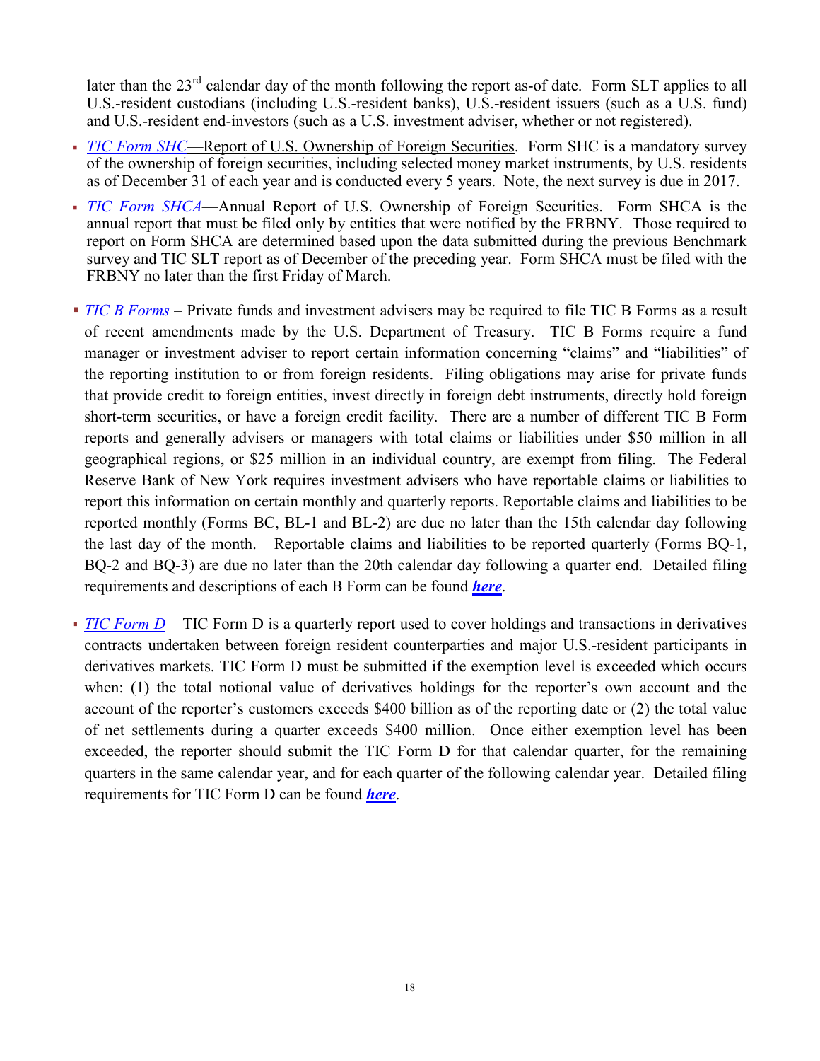later than the 23rd calendar day of the month following the report as-of date. Form SLT applies to all U.S.-resident custodians (including U.S.-resident banks), U.S.-resident issuers (such as a U.S. fund) and U.S.-resident end-investors (such as a U.S. investment adviser, whether or not registered).

- *TIC Form SHC*—Report of U.S. Ownership of Foreign Securities. Form SHC is a mandatory survey of the ownership of foreign securities, including selected money market instruments, by U.S. residents as of December 31 of each year and is conducted every 5 years. Note, the next survey is due in 2017.
- *TIC Form SHCA*—Annual Report of U.S. Ownership of Foreign Securities. Form SHCA is the annual report that must be filed only by entities that were notified by the FRBNY. Those required to report on Form SHCA are determined based upon the data submitted during the previous Benchmark survey and TIC SLT report as of December of the preceding year. Form SHCA must be filed with the FRBNY no later than the first Friday of March.
- *TIC B Forms* – Private funds and investment advisers may be required to file TIC B Forms as a result of recent amendments made by the U.S. Department of Treasury. TIC B Forms require a fund manager or investment adviser to report certain information concerning "claims" and "liabilities" of the reporting institution to or from foreign residents. Filing obligations may arise for private funds that provide credit to foreign entities, invest directly in foreign debt instruments, directly hold foreign short-term securities, or have a foreign credit facility. There are a number of different TIC B Form reports and generally advisers or managers with total claims or liabilities under $50 million in all geographical regions, or $25 million in an individual country, are exempt from filing. The Federal Reserve Bank of New York requires investment advisers who have reportable claims or liabilities to report this information on certain monthly and quarterly reports. Reportable claims and liabilities to be reported monthly (Forms BC, BL-1 and BL-2) are due no later than the 15th calendar day following the last day of the month. Reportable claims and liabilities to be reported quarterly (Forms BQ-1, BQ-2 and BQ-3) are due no later than the 20th calendar day following a quarter end. Detailed filing requirements and descriptions of each B Form can be found ***here***.
- *TIC Form D* – TIC Form D is a quarterly report used to cover holdings and transactions in derivatives contracts undertaken between foreign resident counterparties and major U.S.-resident participants in derivatives markets. TIC Form D must be submitted if the exemption level is exceeded which occurs when: (1) the total notional value of derivatives holdings for the reporter's own account and the account of the reporter's customers exceeds $400 billion as of the reporting date or (2) the total value of net settlements during a quarter exceeds $400 million. Once either exemption level has been exceeded, the reporter should submit the TIC Form D for that calendar quarter, for the remaining quarters in the same calendar year, and for each quarter of the following calendar year. Detailed filing requirements for TIC Form D can be found ***here***.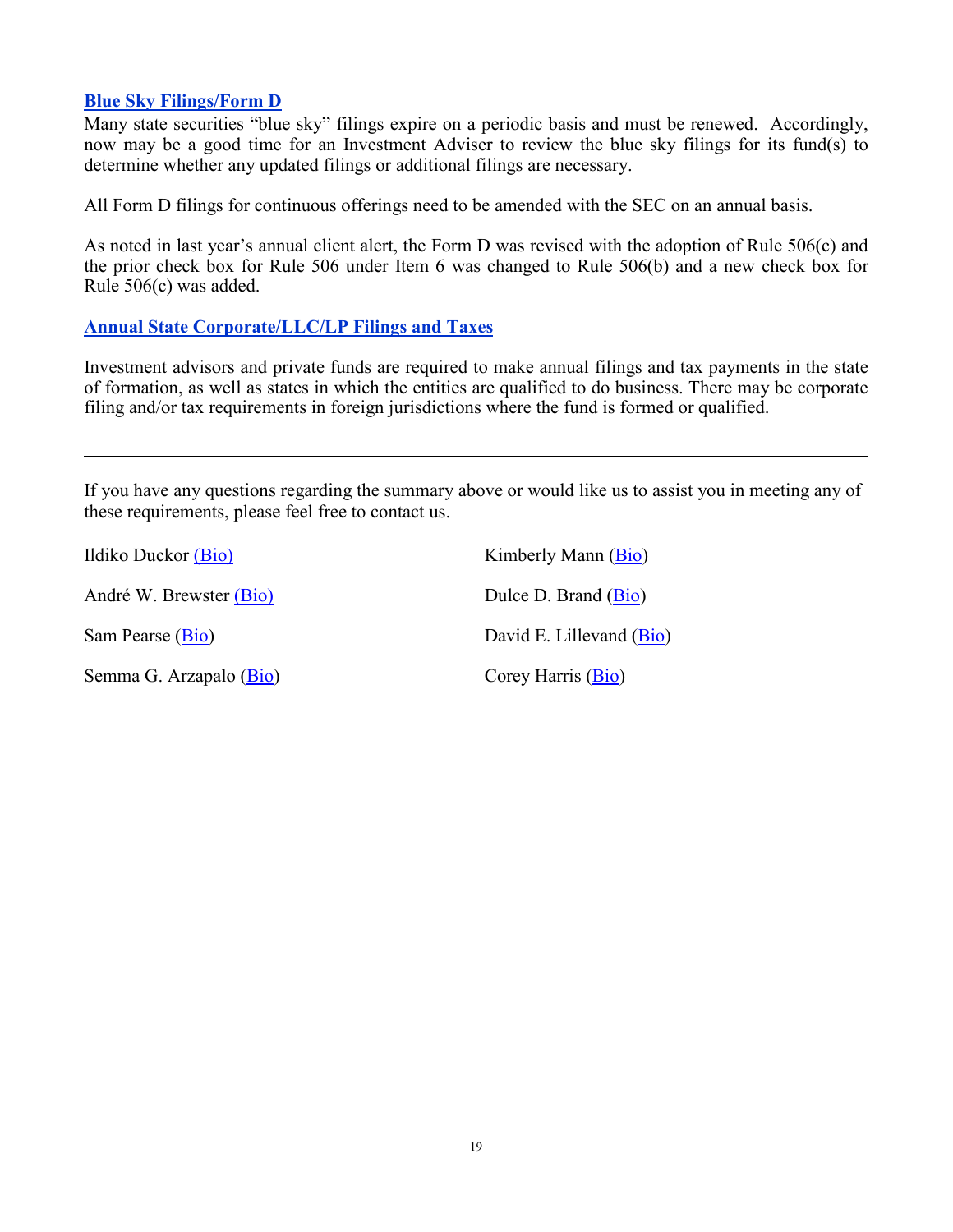## Blue Sky Filings/Form D

Many state securities "blue sky" filings expire on a periodic basis and must be renewed. Accordingly, now may be a good time for an Investment Adviser to review the blue sky filings for its fund(s) to determine whether any updated filings or additional filings are necessary.

All Form D filings for continuous offerings need to be amended with the SEC on an annual basis.

As noted in last year's annual client alert, the Form D was revised with the adoption of Rule 506(c) and the prior check box for Rule 506 under Item 6 was changed to Rule 506(b) and a new check box for Rule 506(c) was added.

## Annual State Corporate/LLC/LP Filings and Taxes

Investment advisors and private funds are required to make annual filings and tax payments in the state of formation, as well as states in which the entities are qualified to do business. There may be corporate filing and/or tax requirements in foreign jurisdictions where the fund is formed or qualified.

---

If you have any questions regarding the summary above or would like us to assist you in meeting any of these requirements, please feel free to contact us.

Ildiko Duckor (Bio)

André W. Brewster (Bio)

Sam Pearse (Bio)

Semma G. Arzapalo (Bio)

Kimberly Mann (Bio)

Dulce D. Brand (Bio)

David E. Lillevand (Bio)

Corey Harris (Bio)